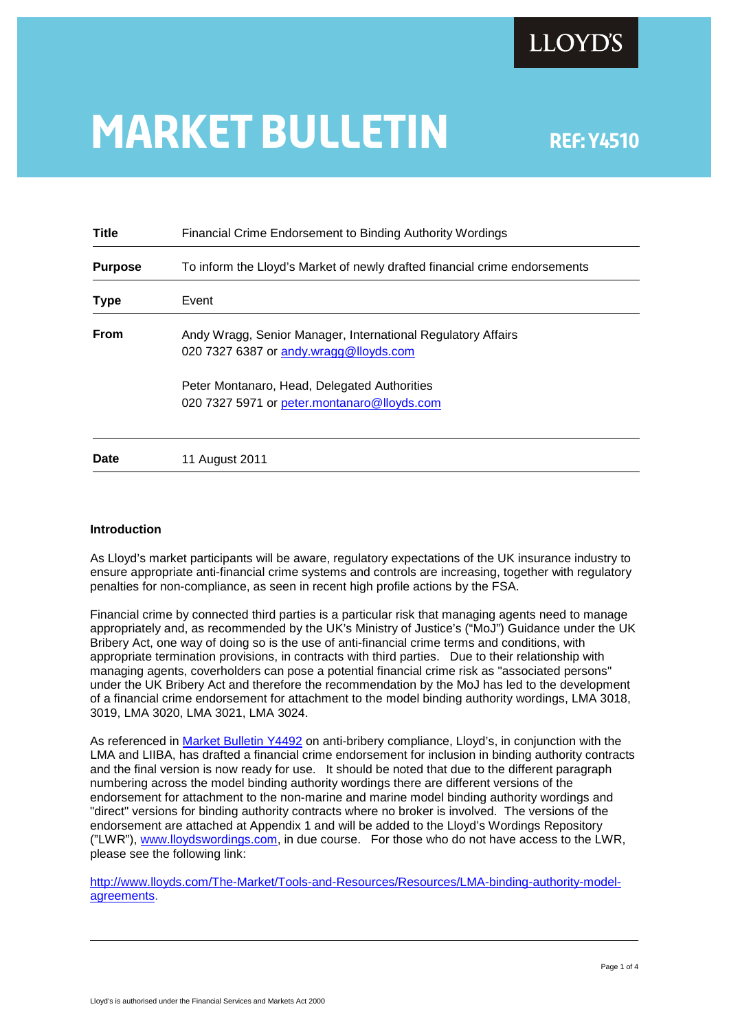LLOYD'S

# MARKET BULLETIN

**REF: Y4510**

| | |
|---|---|
| **Title** | Financial Crime Endorsement to Binding Authority Wordings |
| **Purpose** | To inform the Lloyd's Market of newly drafted financial crime endorsements |
| **Type** | Event |
| **From** | Andy Wragg, Senior Manager, International Regulatory Affairs<br>020 7327 6387 or andy.wragg@lloyds.com<br><br>Peter Montanaro, Head, Delegated Authorities<br>020 7327 5971 or peter.montanaro@lloyds.com |
| **Date** | 11 August 2011 |

**Introduction**

As Lloyd's market participants will be aware, regulatory expectations of the UK insurance industry to ensure appropriate anti-financial crime systems and controls are increasing, together with regulatory penalties for non-compliance, as seen in recent high profile actions by the FSA.

Financial crime by connected third parties is a particular risk that managing agents need to manage appropriately and, as recommended by the UK's Ministry of Justice's ("MoJ") Guidance under the UK Bribery Act, one way of doing so is the use of anti-financial crime terms and conditions, with appropriate termination provisions, in contracts with third parties. Due to their relationship with managing agents, coverholders can pose a potential financial crime risk as "associated persons" under the UK Bribery Act and therefore the recommendation by the MoJ has led to the development of a financial crime endorsement for attachment to the model binding authority wordings, LMA 3018, 3019, LMA 3020, LMA 3021, LMA 3024.

As referenced in Market Bulletin Y4492 on anti-bribery compliance, Lloyd's, in conjunction with the LMA and LIIBA, has drafted a financial crime endorsement for inclusion in binding authority contracts and the final version is now ready for use. It should be noted that due to the different paragraph numbering across the model binding authority wordings there are different versions of the endorsement for attachment to the non-marine and marine model binding authority wordings and "direct" versions for binding authority contracts where no broker is involved. The versions of the endorsement are attached at Appendix 1 and will be added to the Lloyd's Wordings Repository ("LWR"), www.lloydswordings.com, in due course. For those who do not have access to the LWR, please see the following link:

http://www.lloyds.com/The-Market/Tools-and-Resources/Resources/LMA-binding-authority-model-agreements.

Lloyd's is authorised under the Financial Services and Markets Act 2000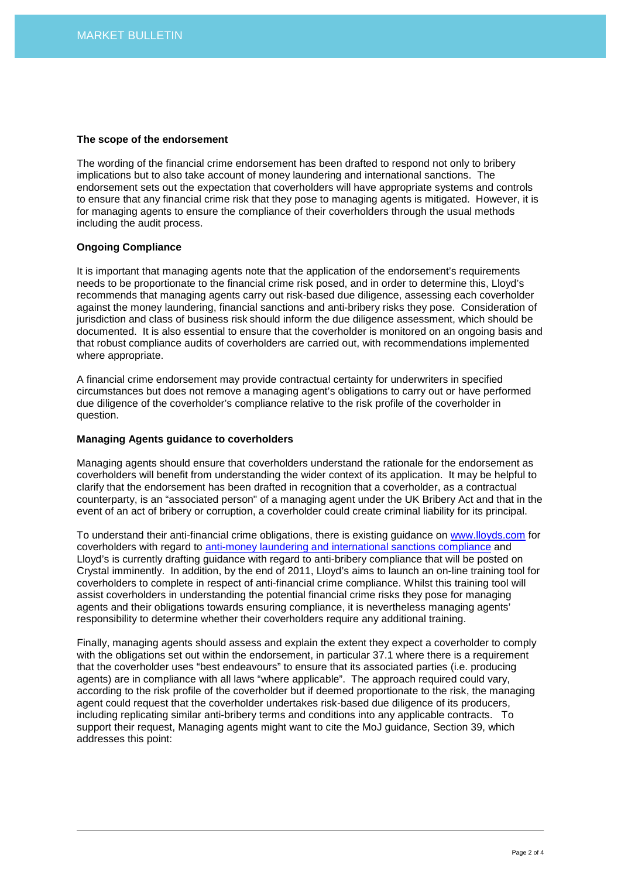**The scope of the endorsement**

The wording of the financial crime endorsement has been drafted to respond not only to bribery implications but to also take account of money laundering and international sanctions. The endorsement sets out the expectation that coverholders will have appropriate systems and controls to ensure that any financial crime risk that they pose to managing agents is mitigated. However, it is for managing agents to ensure the compliance of their coverholders through the usual methods including the audit process.

**Ongoing Compliance**

It is important that managing agents note that the application of the endorsement's requirements needs to be proportionate to the financial crime risk posed, and in order to determine this, Lloyd's recommends that managing agents carry out risk-based due diligence, assessing each coverholder against the money laundering, financial sanctions and anti-bribery risks they pose. Consideration of jurisdiction and class of business risk should inform the due diligence assessment, which should be documented. It is also essential to ensure that the coverholder is monitored on an ongoing basis and that robust compliance audits of coverholders are carried out, with recommendations implemented where appropriate.

A financial crime endorsement may provide contractual certainty for underwriters in specified circumstances but does not remove a managing agent's obligations to carry out or have performed due diligence of the coverholder's compliance relative to the risk profile of the coverholder in question.

**Managing Agents guidance to coverholders**

Managing agents should ensure that coverholders understand the rationale for the endorsement as coverholders will benefit from understanding the wider context of its application. It may be helpful to clarify that the endorsement has been drafted in recognition that a coverholder, as a contractual counterparty, is an "associated person" of a managing agent under the UK Bribery Act and that in the event of an act of bribery or corruption, a coverholder could create criminal liability for its principal.

To understand their anti-financial crime obligations, there is existing guidance on www.lloyds.com for coverholders with regard to anti-money laundering and international sanctions compliance and Lloyd's is currently drafting guidance with regard to anti-bribery compliance that will be posted on Crystal imminently. In addition, by the end of 2011, Lloyd's aims to launch an on-line training tool for coverholders to complete in respect of anti-financial crime compliance. Whilst this training tool will assist coverholders in understanding the potential financial crime risks they pose for managing agents and their obligations towards ensuring compliance, it is nevertheless managing agents' responsibility to determine whether their coverholders require any additional training.

Finally, managing agents should assess and explain the extent they expect a coverholder to comply with the obligations set out within the endorsement, in particular 37.1 where there is a requirement that the coverholder uses "best endeavours" to ensure that its associated parties (i.e. producing agents) are in compliance with all laws "where applicable". The approach required could vary, according to the risk profile of the coverholder but if deemed proportionate to the risk, the managing agent could request that the coverholder undertakes risk-based due diligence of its producers, including replicating similar anti-bribery terms and conditions into any applicable contracts. To support their request, Managing agents might want to cite the MoJ guidance, Section 39, which addresses this point: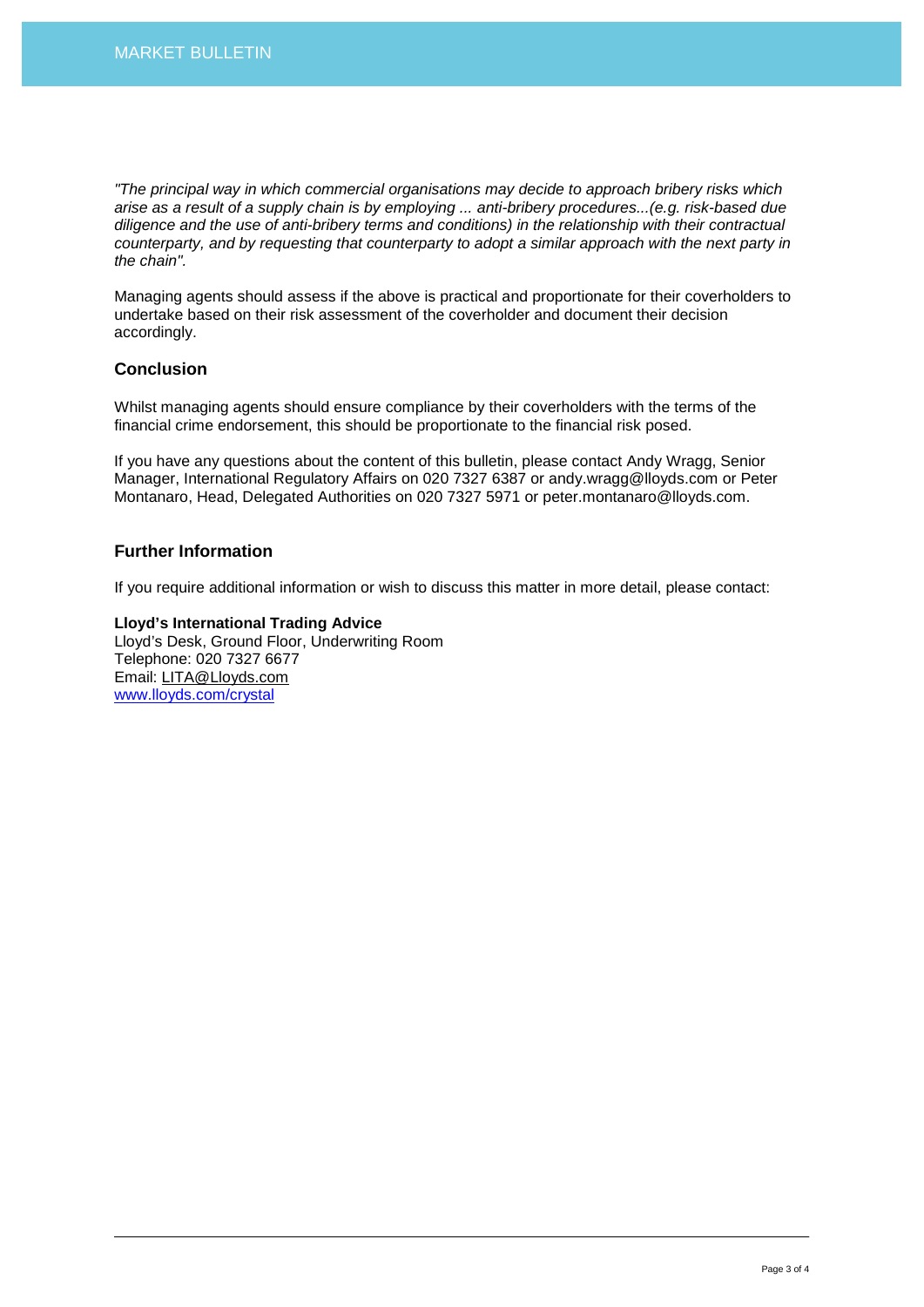*"The principal way in which commercial organisations may decide to approach bribery risks which arise as a result of a supply chain is by employing ... anti-bribery procedures...(e.g. risk-based due diligence and the use of anti-bribery terms and conditions) in the relationship with their contractual counterparty, and by requesting that counterparty to adopt a similar approach with the next party in the chain".*

Managing agents should assess if the above is practical and proportionate for their coverholders to undertake based on their risk assessment of the coverholder and document their decision accordingly.

### Conclusion

Whilst managing agents should ensure compliance by their coverholders with the terms of the financial crime endorsement, this should be proportionate to the financial risk posed.

If you have any questions about the content of this bulletin, please contact Andy Wragg, Senior Manager, International Regulatory Affairs on 020 7327 6387 or andy.wragg@lloyds.com or Peter Montanaro, Head, Delegated Authorities on 020 7327 5971 or peter.montanaro@lloyds.com.

### Further Information

If you require additional information or wish to discuss this matter in more detail, please contact:

**Lloyd's International Trading Advice**
Lloyd's Desk, Ground Floor, Underwriting Room
Telephone: 020 7327 6677
Email: LITA@Lloyds.com
www.lloyds.com/crystal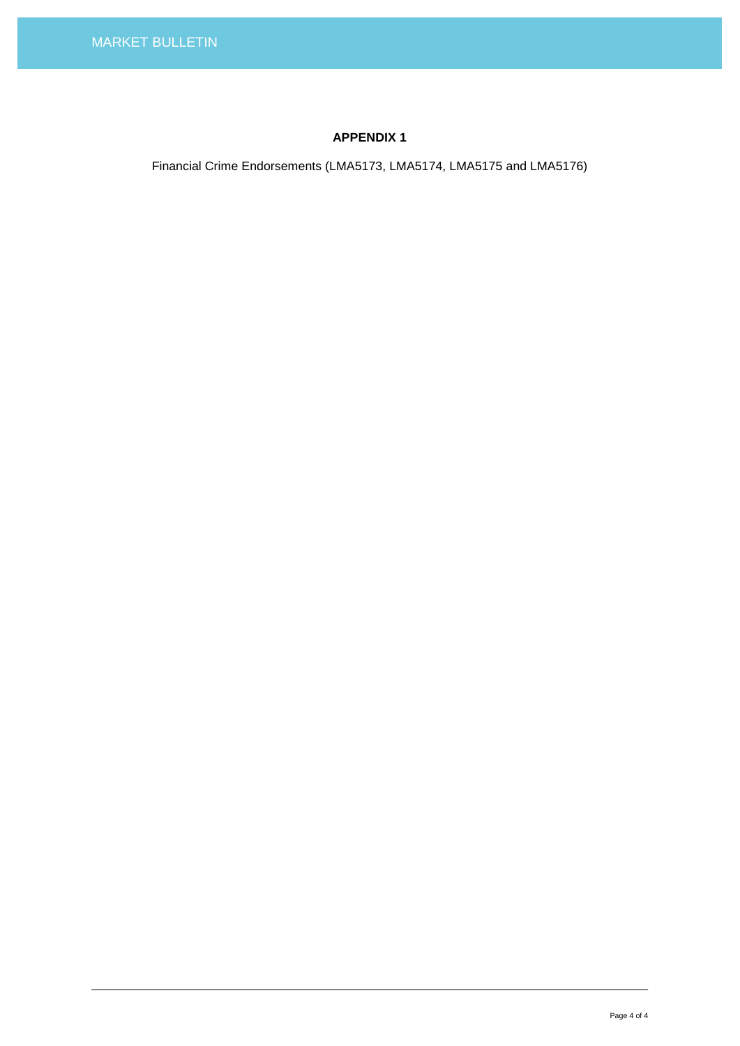**APPENDIX 1**

Financial Crime Endorsements (LMA5173, LMA5174, LMA5175 and LMA5176)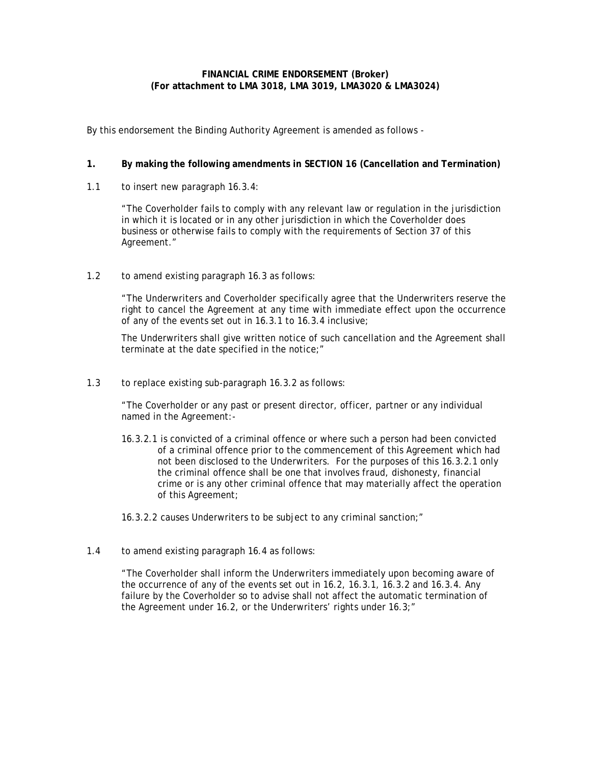**FINANCIAL CRIME ENDORSEMENT (Broker)**
**(For attachment to LMA 3018, LMA 3019, LMA3020 & LMA3024)**

By this endorsement the Binding Authority Agreement is amended as follows -

**1. By making the following amendments in SECTION 16 (Cancellation and Termination)**

1.1 to insert new paragraph 16.3.4:

"The Coverholder fails to comply with any relevant law or regulation in the jurisdiction in which it is located or in any other jurisdiction in which the Coverholder does business or otherwise fails to comply with the requirements of Section 37 of this Agreement."

1.2 to amend existing paragraph 16.3 as follows:

"The Underwriters and Coverholder specifically agree that the Underwriters reserve the right to cancel the Agreement at any time with immediate effect upon the occurrence of any of the events set out in 16.3.1 to 16.3.4 inclusive;

The Underwriters shall give written notice of such cancellation and the Agreement shall terminate at the date specified in the notice;"

1.3 to replace existing sub-paragraph 16.3.2 as follows:

"The Coverholder or any past or present director, officer, partner or any individual named in the Agreement:-

16.3.2.1 is convicted of a criminal offence or where such a person had been convicted of a criminal offence prior to the commencement of this Agreement which had not been disclosed to the Underwriters. For the purposes of this 16.3.2.1 only the criminal offence shall be one that involves fraud, dishonesty, financial crime or is any other criminal offence that may materially affect the operation of this Agreement;

16.3.2.2 causes Underwriters to be subject to any criminal sanction;"

1.4 to amend existing paragraph 16.4 as follows:

"The Coverholder shall inform the Underwriters immediately upon becoming aware of the occurrence of any of the events set out in 16.2, 16.3.1, 16.3.2 and 16.3.4. Any failure by the Coverholder so to advise shall not affect the automatic termination of the Agreement under 16.2, or the Underwriters' rights under 16.3;"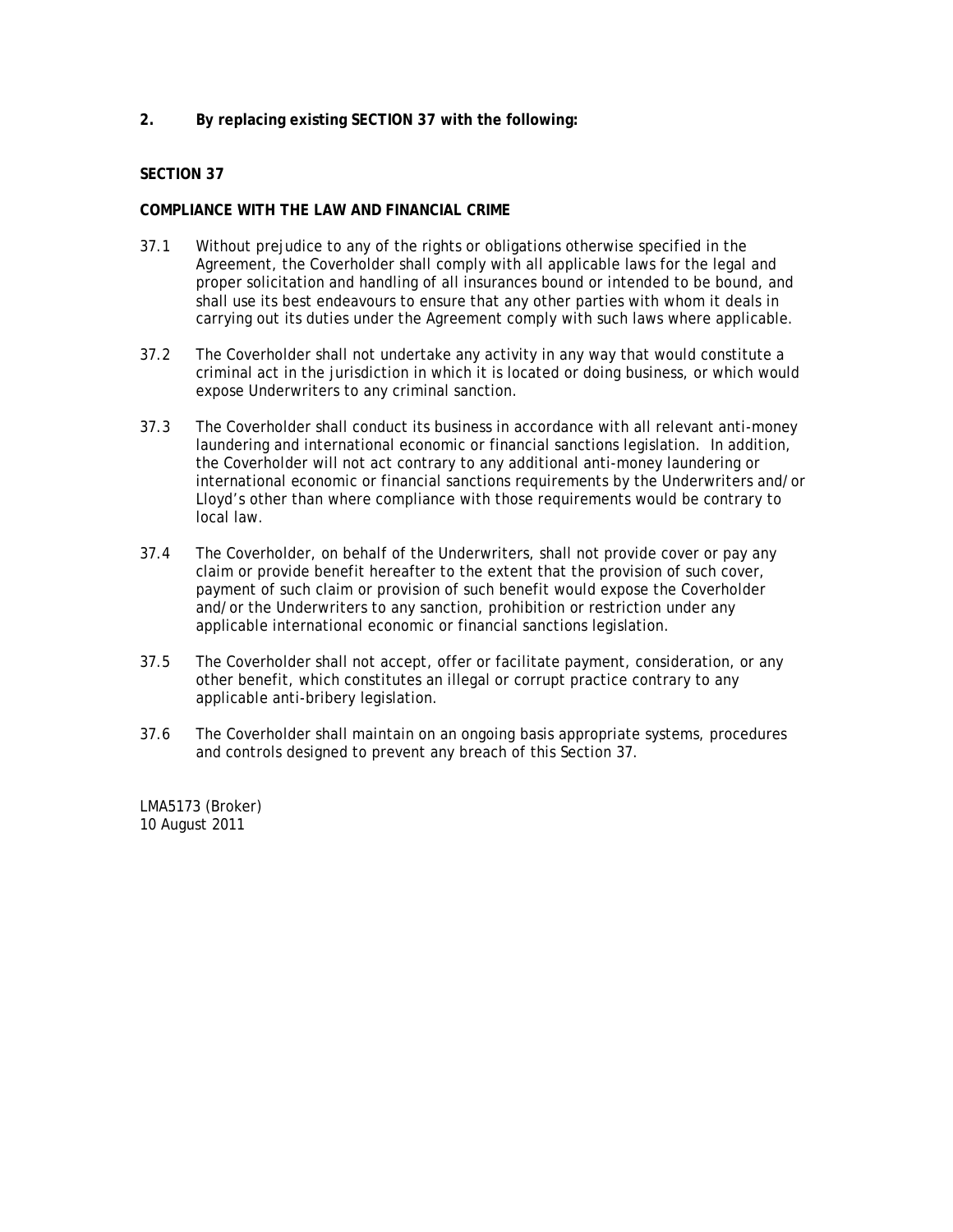**2. By replacing existing SECTION 37 with the following:**

**SECTION 37**

**COMPLIANCE WITH THE LAW AND FINANCIAL CRIME**

37.1 Without prejudice to any of the rights or obligations otherwise specified in the Agreement, the Coverholder shall comply with all applicable laws for the legal and proper solicitation and handling of all insurances bound or intended to be bound, and shall use its best endeavours to ensure that any other parties with whom it deals in carrying out its duties under the Agreement comply with such laws where applicable.

37.2 The Coverholder shall not undertake any activity in any way that would constitute a criminal act in the jurisdiction in which it is located or doing business, or which would expose Underwriters to any criminal sanction.

37.3 The Coverholder shall conduct its business in accordance with all relevant anti-money laundering and international economic or financial sanctions legislation. In addition, the Coverholder will not act contrary to any additional anti-money laundering or international economic or financial sanctions requirements by the Underwriters and/or Lloyd's other than where compliance with those requirements would be contrary to local law.

37.4 The Coverholder, on behalf of the Underwriters, shall not provide cover or pay any claim or provide benefit hereafter to the extent that the provision of such cover, payment of such claim or provision of such benefit would expose the Coverholder and/or the Underwriters to any sanction, prohibition or restriction under any applicable international economic or financial sanctions legislation.

37.5 The Coverholder shall not accept, offer or facilitate payment, consideration, or any other benefit, which constitutes an illegal or corrupt practice contrary to any applicable anti-bribery legislation.

37.6 The Coverholder shall maintain on an ongoing basis appropriate systems, procedures and controls designed to prevent any breach of this Section 37.

LMA5173 (Broker)
10 August 2011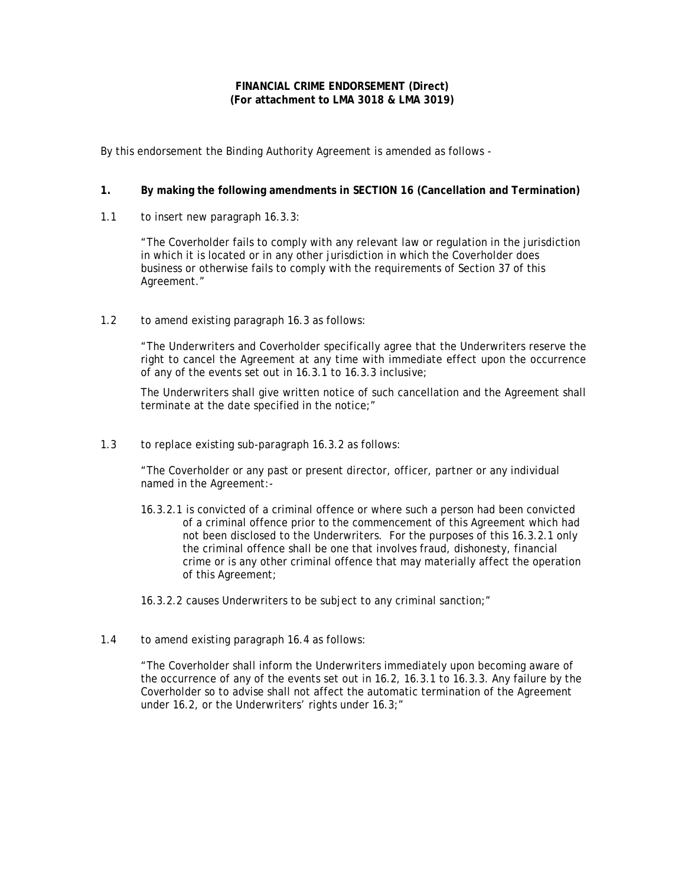**FINANCIAL CRIME ENDORSEMENT (Direct)**
**(For attachment to LMA 3018 & LMA 3019)**

By this endorsement the Binding Authority Agreement is amended as follows -

**1. By making the following amendments in SECTION 16 (Cancellation and Termination)**

1.1 to insert new paragraph 16.3.3:

> "The Coverholder fails to comply with any relevant law or regulation in the jurisdiction in which it is located or in any other jurisdiction in which the Coverholder does business or otherwise fails to comply with the requirements of Section 37 of this Agreement."

1.2 to amend existing paragraph 16.3 as follows:

> "The Underwriters and Coverholder specifically agree that the Underwriters reserve the right to cancel the Agreement at any time with immediate effect upon the occurrence of any of the events set out in 16.3.1 to 16.3.3 inclusive;
>
> The Underwriters shall give written notice of such cancellation and the Agreement shall terminate at the date specified in the notice;"

1.3 to replace existing sub-paragraph 16.3.2 as follows:

> "The Coverholder or any past or present director, officer, partner or any individual named in the Agreement:-
>
> 16.3.2.1 is convicted of a criminal offence or where such a person had been convicted of a criminal offence prior to the commencement of this Agreement which had not been disclosed to the Underwriters. For the purposes of this 16.3.2.1 only the criminal offence shall be one that involves fraud, dishonesty, financial crime or is any other criminal offence that may materially affect the operation of this Agreement;
>
> 16.3.2.2 causes Underwriters to be subject to any criminal sanction;"

1.4 to amend existing paragraph 16.4 as follows:

> "The Coverholder shall inform the Underwriters immediately upon becoming aware of the occurrence of any of the events set out in 16.2, 16.3.1 to 16.3.3. Any failure by the Coverholder so to advise shall not affect the automatic termination of the Agreement under 16.2, or the Underwriters' rights under 16.3;"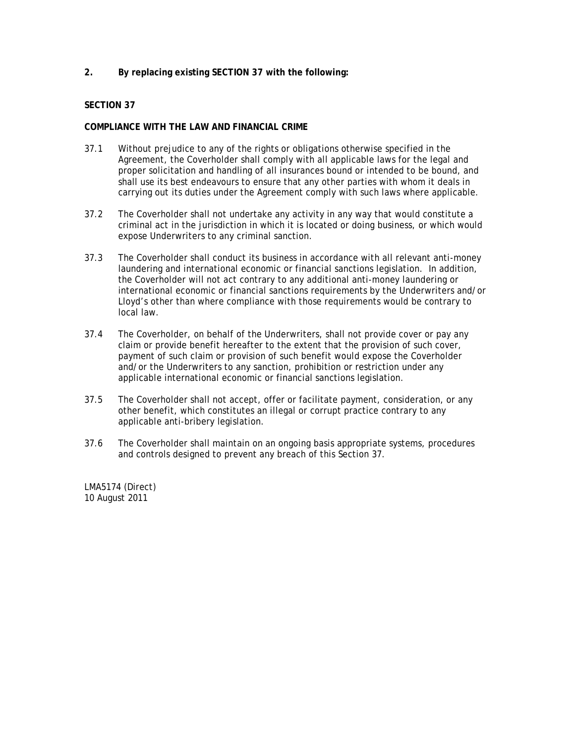**2. By replacing existing SECTION 37 with the following:**

**SECTION 37**

**COMPLIANCE WITH THE LAW AND FINANCIAL CRIME**

37.1 Without prejudice to any of the rights or obligations otherwise specified in the Agreement, the Coverholder shall comply with all applicable laws for the legal and proper solicitation and handling of all insurances bound or intended to be bound, and shall use its best endeavours to ensure that any other parties with whom it deals in carrying out its duties under the Agreement comply with such laws where applicable.

37.2 The Coverholder shall not undertake any activity in any way that would constitute a criminal act in the jurisdiction in which it is located or doing business, or which would expose Underwriters to any criminal sanction.

37.3 The Coverholder shall conduct its business in accordance with all relevant anti-money laundering and international economic or financial sanctions legislation. In addition, the Coverholder will not act contrary to any additional anti-money laundering or international economic or financial sanctions requirements by the Underwriters and/or Lloyd's other than where compliance with those requirements would be contrary to local law.

37.4 The Coverholder, on behalf of the Underwriters, shall not provide cover or pay any claim or provide benefit hereafter to the extent that the provision of such cover, payment of such claim or provision of such benefit would expose the Coverholder and/or the Underwriters to any sanction, prohibition or restriction under any applicable international economic or financial sanctions legislation.

37.5 The Coverholder shall not accept, offer or facilitate payment, consideration, or any other benefit, which constitutes an illegal or corrupt practice contrary to any applicable anti-bribery legislation.

37.6 The Coverholder shall maintain on an ongoing basis appropriate systems, procedures and controls designed to prevent any breach of this Section 37.

LMA5174 (Direct)
10 August 2011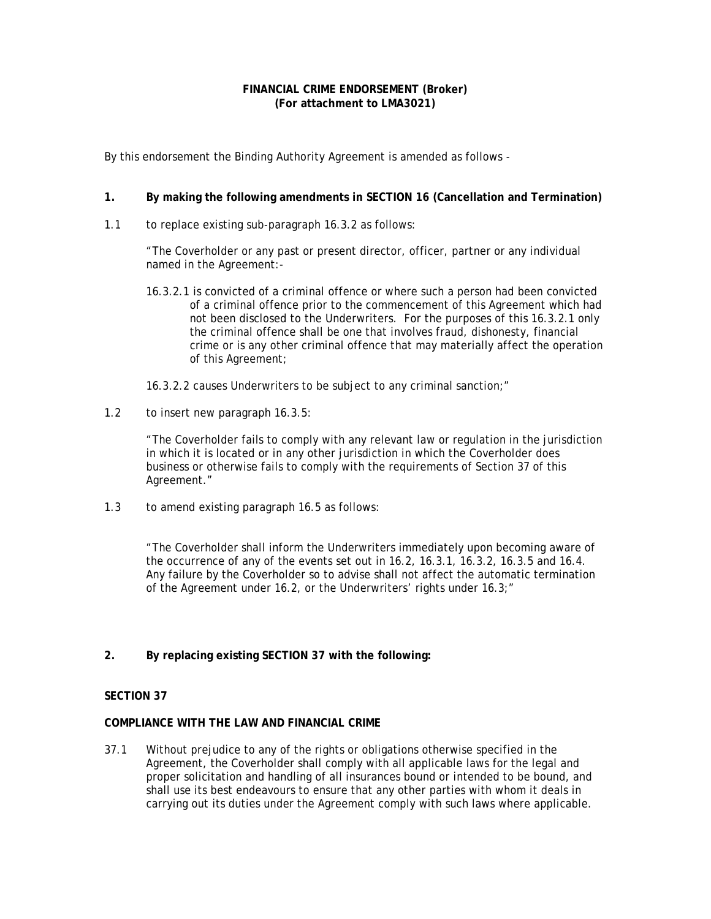**FINANCIAL CRIME ENDORSEMENT (Broker)**
**(For attachment to LMA3021)**

By this endorsement the Binding Authority Agreement is amended as follows -

**1. By making the following amendments in SECTION 16 (Cancellation and Termination)**

1.1 to replace existing sub-paragraph 16.3.2 as follows:

"The Coverholder or any past or present director, officer, partner or any individual named in the Agreement:-

16.3.2.1 is convicted of a criminal offence or where such a person had been convicted of a criminal offence prior to the commencement of this Agreement which had not been disclosed to the Underwriters. For the purposes of this 16.3.2.1 only the criminal offence shall be one that involves fraud, dishonesty, financial crime or is any other criminal offence that may materially affect the operation of this Agreement;

16.3.2.2 causes Underwriters to be subject to any criminal sanction;"

1.2 to insert new paragraph 16.3.5:

"The Coverholder fails to comply with any relevant law or regulation in the jurisdiction in which it is located or in any other jurisdiction in which the Coverholder does business or otherwise fails to comply with the requirements of Section 37 of this Agreement."

1.3 to amend existing paragraph 16.5 as follows:

"The Coverholder shall inform the Underwriters immediately upon becoming aware of the occurrence of any of the events set out in 16.2, 16.3.1, 16.3.2, 16.3.5 and 16.4. Any failure by the Coverholder so to advise shall not affect the automatic termination of the Agreement under 16.2, or the Underwriters' rights under 16.3;"

**2. By replacing existing SECTION 37 with the following:**

**SECTION 37**

**COMPLIANCE WITH THE LAW AND FINANCIAL CRIME**

37.1 Without prejudice to any of the rights or obligations otherwise specified in the Agreement, the Coverholder shall comply with all applicable laws for the legal and proper solicitation and handling of all insurances bound or intended to be bound, and shall use its best endeavours to ensure that any other parties with whom it deals in carrying out its duties under the Agreement comply with such laws where applicable.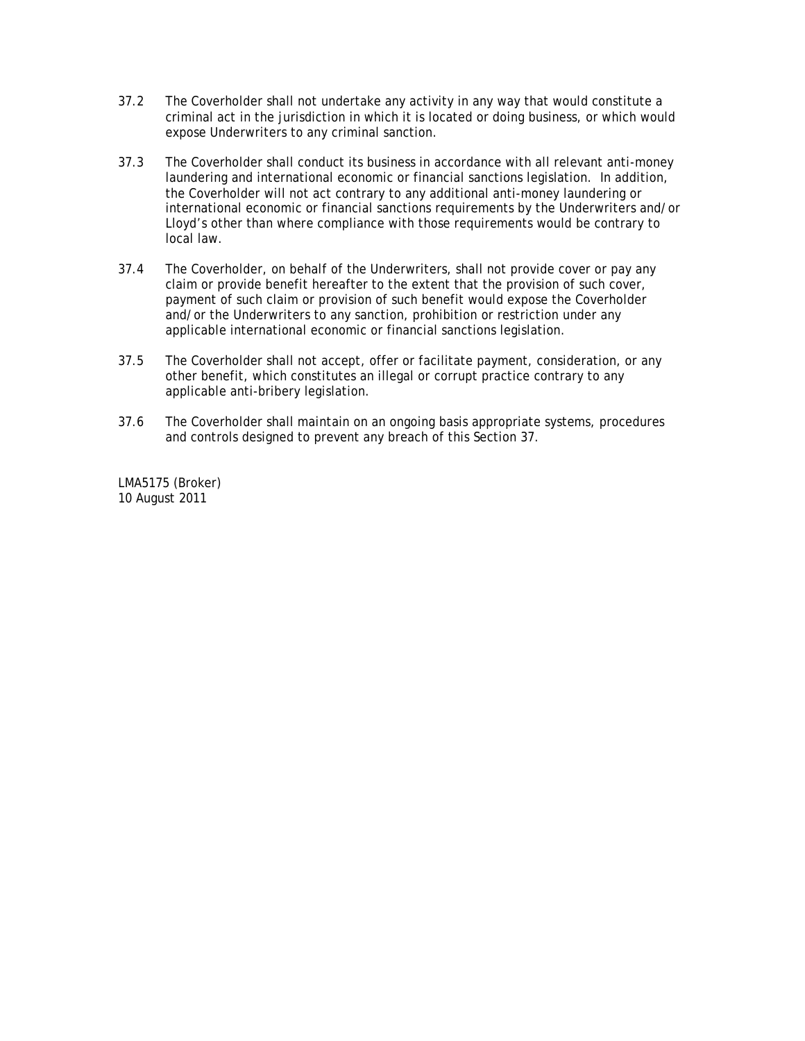37.2 The Coverholder shall not undertake any activity in any way that would constitute a criminal act in the jurisdiction in which it is located or doing business, or which would expose Underwriters to any criminal sanction.

37.3 The Coverholder shall conduct its business in accordance with all relevant anti-money laundering and international economic or financial sanctions legislation. In addition, the Coverholder will not act contrary to any additional anti-money laundering or international economic or financial sanctions requirements by the Underwriters and/or Lloyd's other than where compliance with those requirements would be contrary to local law.

37.4 The Coverholder, on behalf of the Underwriters, shall not provide cover or pay any claim or provide benefit hereafter to the extent that the provision of such cover, payment of such claim or provision of such benefit would expose the Coverholder and/or the Underwriters to any sanction, prohibition or restriction under any applicable international economic or financial sanctions legislation.

37.5 The Coverholder shall not accept, offer or facilitate payment, consideration, or any other benefit, which constitutes an illegal or corrupt practice contrary to any applicable anti-bribery legislation.

37.6 The Coverholder shall maintain on an ongoing basis appropriate systems, procedures and controls designed to prevent any breach of this Section 37.

LMA5175 (Broker)
10 August 2011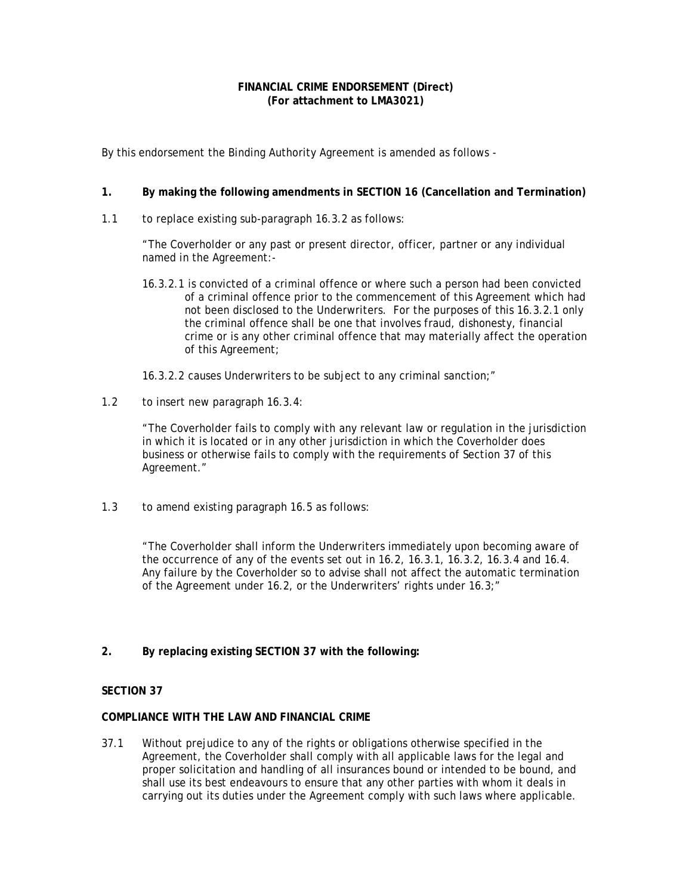**FINANCIAL CRIME ENDORSEMENT (Direct)**
**(For attachment to LMA3021)**

By this endorsement the Binding Authority Agreement is amended as follows -

**1. By making the following amendments in SECTION 16 (Cancellation and Termination)**

1.1 to replace existing sub-paragraph 16.3.2 as follows:

"The Coverholder or any past or present director, officer, partner or any individual named in the Agreement:-

16.3.2.1 is convicted of a criminal offence or where such a person had been convicted of a criminal offence prior to the commencement of this Agreement which had not been disclosed to the Underwriters. For the purposes of this 16.3.2.1 only the criminal offence shall be one that involves fraud, dishonesty, financial crime or is any other criminal offence that may materially affect the operation of this Agreement;

16.3.2.2 causes Underwriters to be subject to any criminal sanction;"

1.2 to insert new paragraph 16.3.4:

"The Coverholder fails to comply with any relevant law or regulation in the jurisdiction in which it is located or in any other jurisdiction in which the Coverholder does business or otherwise fails to comply with the requirements of Section 37 of this Agreement."

1.3 to amend existing paragraph 16.5 as follows:

"The Coverholder shall inform the Underwriters immediately upon becoming aware of the occurrence of any of the events set out in 16.2, 16.3.1, 16.3.2, 16.3.4 and 16.4. Any failure by the Coverholder so to advise shall not affect the automatic termination of the Agreement under 16.2, or the Underwriters' rights under 16.3;"

**2. By replacing existing SECTION 37 with the following:**

**SECTION 37**

**COMPLIANCE WITH THE LAW AND FINANCIAL CRIME**

37.1 Without prejudice to any of the rights or obligations otherwise specified in the Agreement, the Coverholder shall comply with all applicable laws for the legal and proper solicitation and handling of all insurances bound or intended to be bound, and shall use its best endeavours to ensure that any other parties with whom it deals in carrying out its duties under the Agreement comply with such laws where applicable.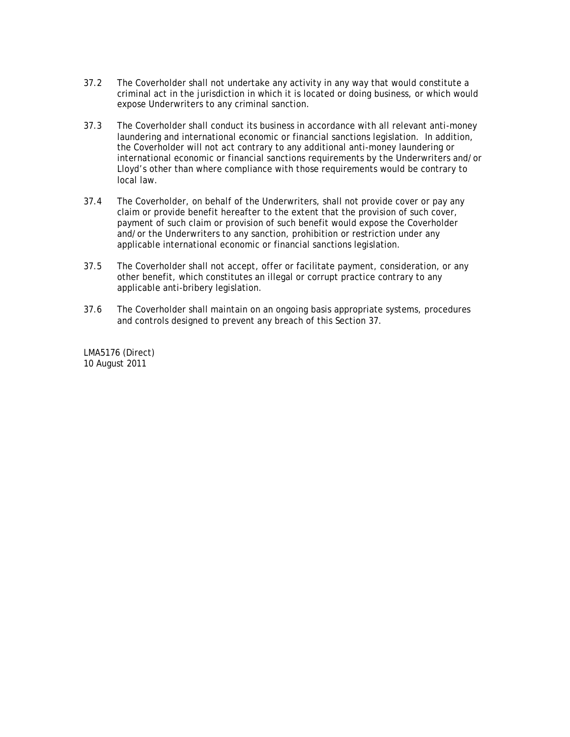37.2 The Coverholder shall not undertake any activity in any way that would constitute a criminal act in the jurisdiction in which it is located or doing business, or which would expose Underwriters to any criminal sanction.

37.3 The Coverholder shall conduct its business in accordance with all relevant anti-money laundering and international economic or financial sanctions legislation. In addition, the Coverholder will not act contrary to any additional anti-money laundering or international economic or financial sanctions requirements by the Underwriters and/or Lloyd's other than where compliance with those requirements would be contrary to local law.

37.4 The Coverholder, on behalf of the Underwriters, shall not provide cover or pay any claim or provide benefit hereafter to the extent that the provision of such cover, payment of such claim or provision of such benefit would expose the Coverholder and/or the Underwriters to any sanction, prohibition or restriction under any applicable international economic or financial sanctions legislation.

37.5 The Coverholder shall not accept, offer or facilitate payment, consideration, or any other benefit, which constitutes an illegal or corrupt practice contrary to any applicable anti-bribery legislation.

37.6 The Coverholder shall maintain on an ongoing basis appropriate systems, procedures and controls designed to prevent any breach of this Section 37.

LMA5176 (Direct)
10 August 2011